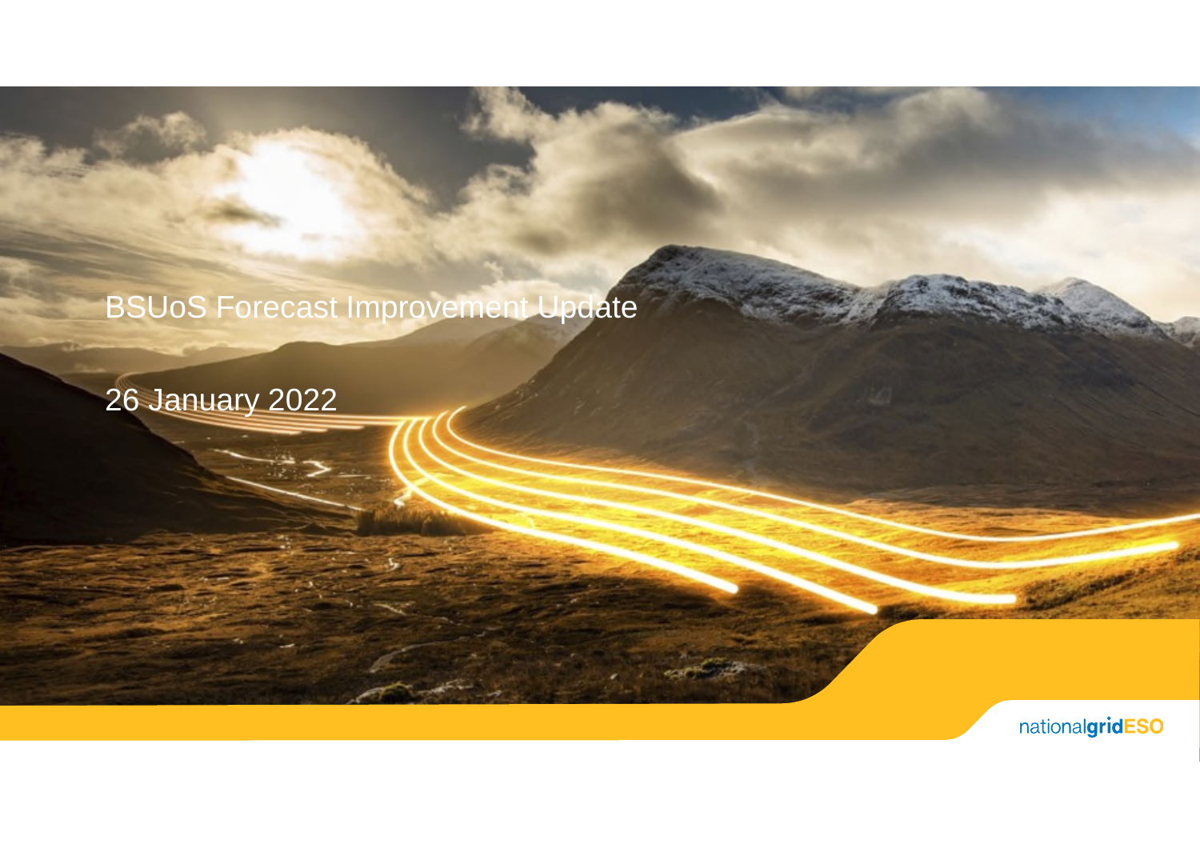# BSUoS Forecast Improvement Update

26 January 2022

nationalgridESO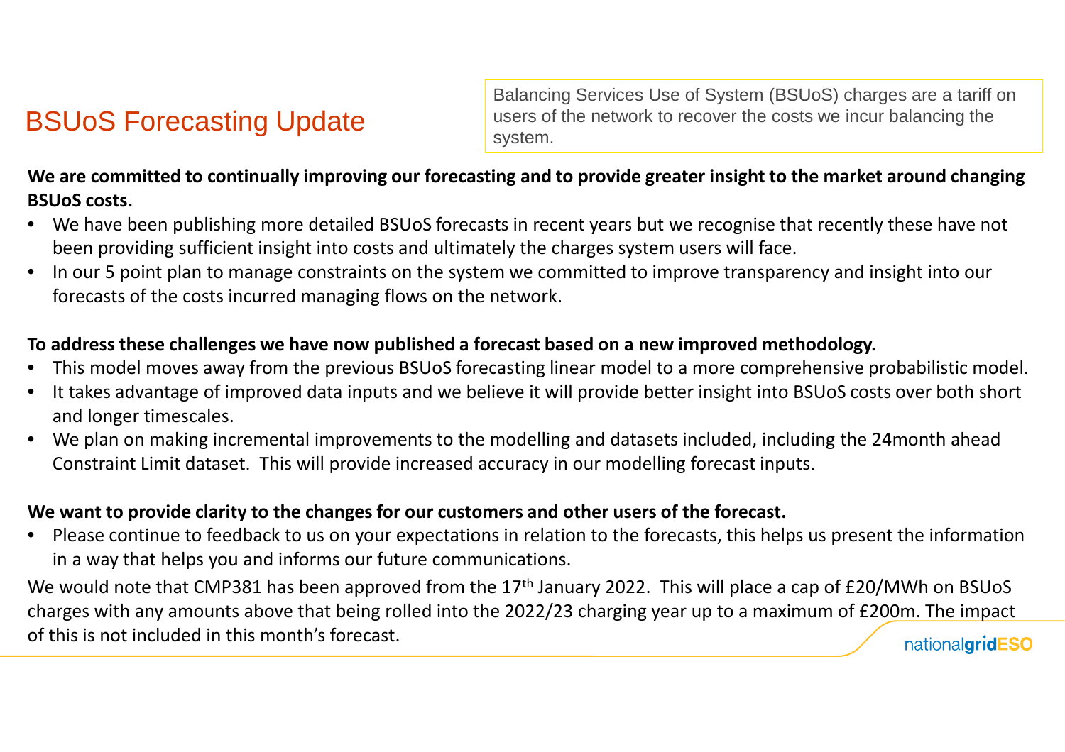# BSUoS Forecasting Update

Balancing Services Use of System (BSUoS) charges are a tariff on users of the network to recover the costs we incur balancing the system.

**We are committed to continually improving our forecasting and to provide greater insight to the market around changing BSUoS costs.**

- We have been publishing more detailed BSUoS forecasts in recent years but we recognise that recently these have not been providing sufficient insight into costs and ultimately the charges system users will face.
- In our 5 point plan to manage constraints on the system we committed to improve transparency and insight into our forecasts of the costs incurred managing flows on the network.

**To address these challenges we have now published a forecast based on a new improved methodology.**

- This model moves away from the previous BSUoS forecasting linear model to a more comprehensive probabilistic model.
- It takes advantage of improved data inputs and we believe it will provide better insight into BSUoS costs over both short and longer timescales.
- We plan on making incremental improvements to the modelling and datasets included, including the 24month ahead Constraint Limit dataset. This will provide increased accuracy in our modelling forecast inputs.

**We want to provide clarity to the changes for our customers and other users of the forecast.**

- Please continue to feedback to us on your expectations in relation to the forecasts, this helps us present the information in a way that helps you and informs our future communications.

We would note that CMP381 has been approved from the 17th January 2022. This will place a cap of £20/MWh on BSUoS charges with any amounts above that being rolled into the 2022/23 charging year up to a maximum of £200m. The impact of this is not included in this month's forecast.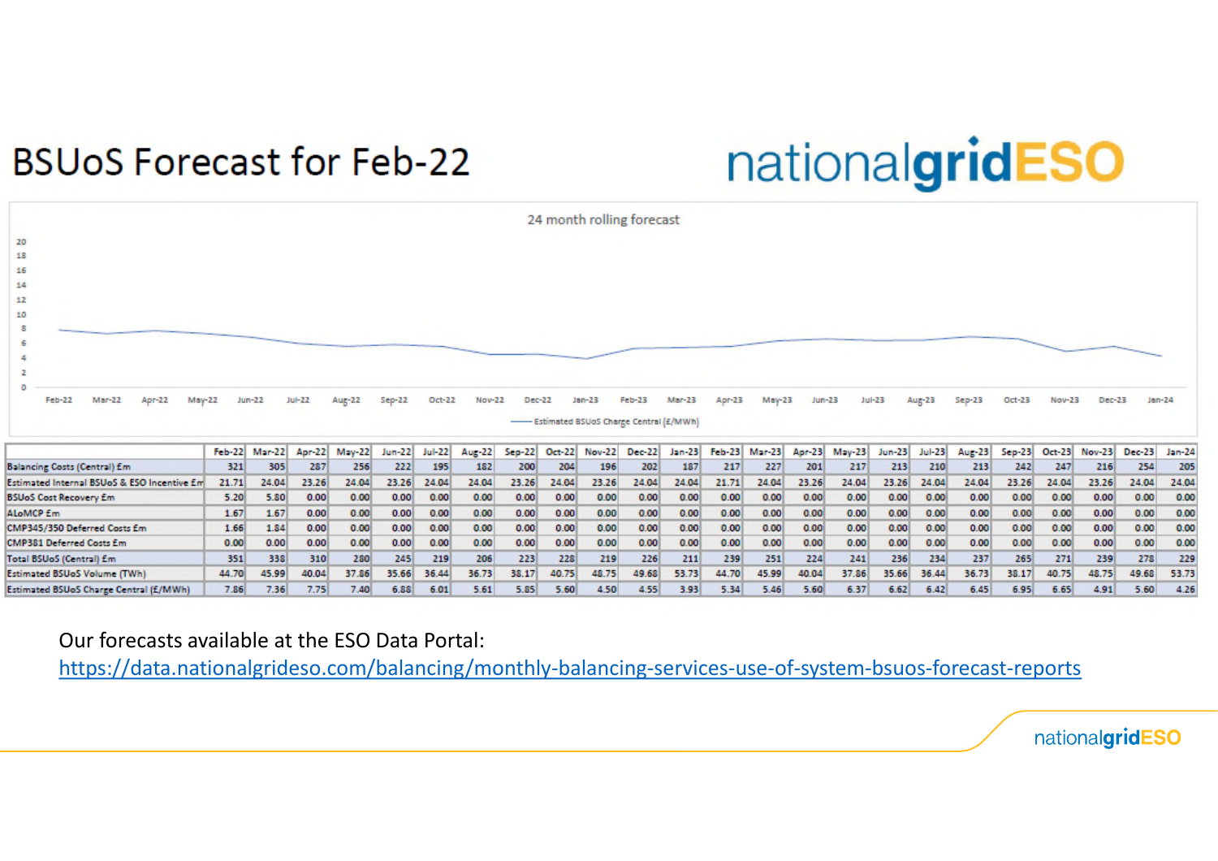# BSUoS Forecast for Feb-22

24 month rolling forecast

— Estimated BSUoS Charge Central (£/MWh)

| | Feb-22 | Mar-22 | Apr-22 | May-22 | Jun-22 | Jul-22 | Aug-22 | Sep-22 | Oct-22 | Nov-22 | Dec-22 | Jan-23 | Feb-23 | Mar-23 | Apr-23 | May-23 | Jun-23 | Jul-23 | Aug-23 | Sep-23 | Oct-23 | Nov-23 | Dec-23 | Jan-24 |
|---|---|---|---|---|---|---|---|---|---|---|---|---|---|---|---|---|---|---|---|---|---|---|---|---|
| Balancing Costs (Central) £m | 321 | 305 | 287 | 256 | 222 | 195 | 182 | 200 | 204 | 196 | 202 | 187 | 217 | 227 | 201 | 217 | 213 | 210 | 213 | 242 | 247 | 216 | 254 | 205 |
| Estimated Internal BSUoS & ESO Incentive £m | 21.71 | 24.04 | 23.26 | 24.04 | 23.26 | 24.04 | 24.04 | 23.26 | 24.04 | 23.26 | 24.04 | 24.04 | 21.71 | 24.04 | 23.26 | 24.04 | 23.26 | 24.04 | 24.04 | 23.26 | 24.04 | 23.26 | 24.04 | 24.04 |
| BSUoS Cost Recovery £m | 5.20 | 5.80 | 0.00 | 0.00 | 0.00 | 0.00 | 0.00 | 0.00 | 0.00 | 0.00 | 0.00 | 0.00 | 0.00 | 0.00 | 0.00 | 0.00 | 0.00 | 0.00 | 0.00 | 0.00 | 0.00 | 0.00 | 0.00 | 0.00 |
| ALoMCP £m | 1.67 | 1.67 | 0.00 | 0.00 | 0.00 | 0.00 | 0.00 | 0.00 | 0.00 | 0.00 | 0.00 | 0.00 | 0.00 | 0.00 | 0.00 | 0.00 | 0.00 | 0.00 | 0.00 | 0.00 | 0.00 | 0.00 | 0.00 | 0.00 |
| CMP345/350 Deferred Costs £m | 1.66 | 1.84 | 0.00 | 0.00 | 0.00 | 0.00 | 0.00 | 0.00 | 0.00 | 0.00 | 0.00 | 0.00 | 0.00 | 0.00 | 0.00 | 0.00 | 0.00 | 0.00 | 0.00 | 0.00 | 0.00 | 0.00 | 0.00 | 0.00 |
| CMP381 Deferred Costs £m | 0.00 | 0.00 | 0.00 | 0.00 | 0.00 | 0.00 | 0.00 | 0.00 | 0.00 | 0.00 | 0.00 | 0.00 | 0.00 | 0.00 | 0.00 | 0.00 | 0.00 | 0.00 | 0.00 | 0.00 | 0.00 | 0.00 | 0.00 | 0.00 |
| Total BSUoS (Central) £m | 351 | 338 | 310 | 280 | 245 | 219 | 206 | 223 | 228 | 219 | 226 | 211 | 239 | 251 | 224 | 241 | 236 | 234 | 237 | 265 | 271 | 239 | 278 | 229 |
| Estimated BSUoS Volume (TWh) | 44.70 | 45.99 | 40.04 | 37.86 | 35.66 | 36.44 | 36.73 | 38.17 | 40.75 | 48.75 | 49.68 | 53.73 | 44.70 | 45.99 | 40.04 | 37.86 | 35.66 | 36.44 | 36.73 | 38.17 | 40.75 | 48.75 | 49.68 | 53.73 |
| Estimated BSUoS Charge Central (£/MWh) | 7.86 | 7.36 | 7.75 | 7.40 | 6.88 | 6.01 | 5.61 | 5.85 | 5.60 | 4.50 | 4.55 | 3.93 | 5.34 | 5.46 | 5.60 | 6.37 | 6.62 | 6.42 | 6.45 | 6.95 | 6.65 | 4.91 | 5.60 | 4.26 |

Our forecasts available at the ESO Data Portal:
[https://data.nationalgrideso.com/balancing/monthly-balancing-services-use-of-system-bsuos-forecast-reports](https://data.nationalgrideso.com/balancing/monthly-balancing-services-use-of-system-bsuos-forecast-reports)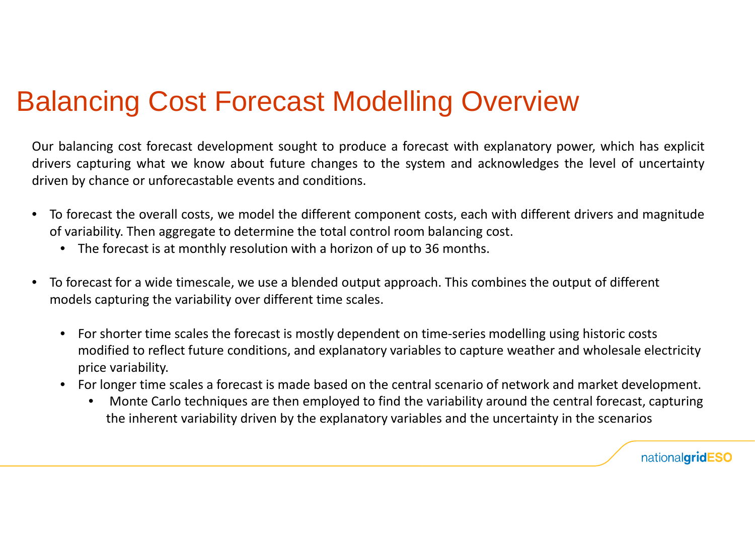# Balancing Cost Forecast Modelling Overview

Our balancing cost forecast development sought to produce a forecast with explanatory power, which has explicit drivers capturing what we know about future changes to the system and acknowledges the level of uncertainty driven by chance or unforecastable events and conditions.

- To forecast the overall costs, we model the different component costs, each with different drivers and magnitude of variability. Then aggregate to determine the total control room balancing cost.
  - The forecast is at monthly resolution with a horizon of up to 36 months.
- To forecast for a wide timescale, we use a blended output approach. This combines the output of different models capturing the variability over different time scales.
  - For shorter time scales the forecast is mostly dependent on time-series modelling using historic costs modified to reflect future conditions, and explanatory variables to capture weather and wholesale electricity price variability.
  - For longer time scales a forecast is made based on the central scenario of network and market development.
    - Monte Carlo techniques are then employed to find the variability around the central forecast, capturing the inherent variability driven by the explanatory variables and the uncertainty in the scenarios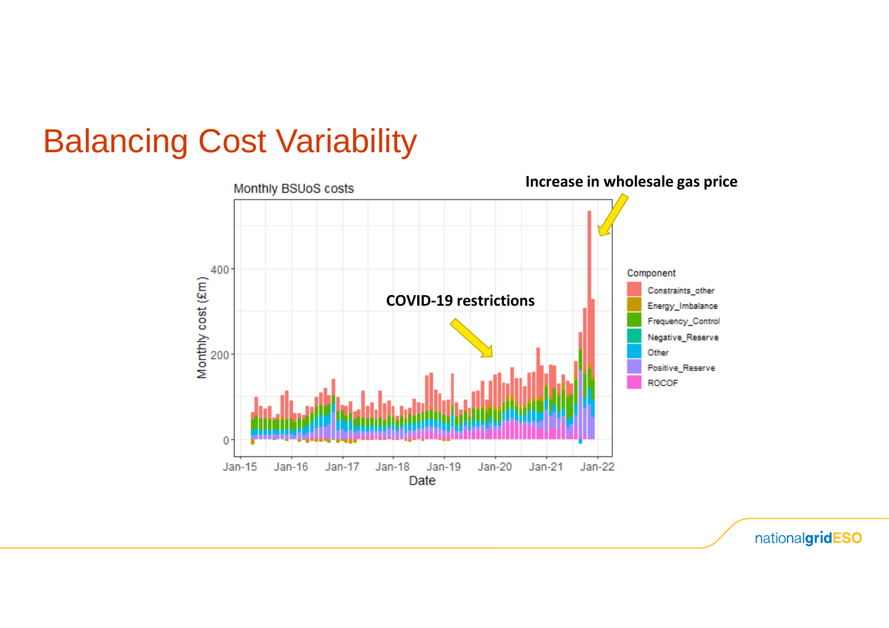# Balancing Cost Variability

Monthly BSUoS costs

Increase in wholesale gas price

COVID-19 restrictions

Component: Constraints_other, Energy_Imbalance, Frequency_Control, Negative_Reserve, Other, Positive_Reserve, ROCOF

Monthly cost (£m): 0, 200, 400

Date: Jan-15, Jan-16, Jan-17, Jan-18, Jan-19, Jan-20, Jan-21, Jan-22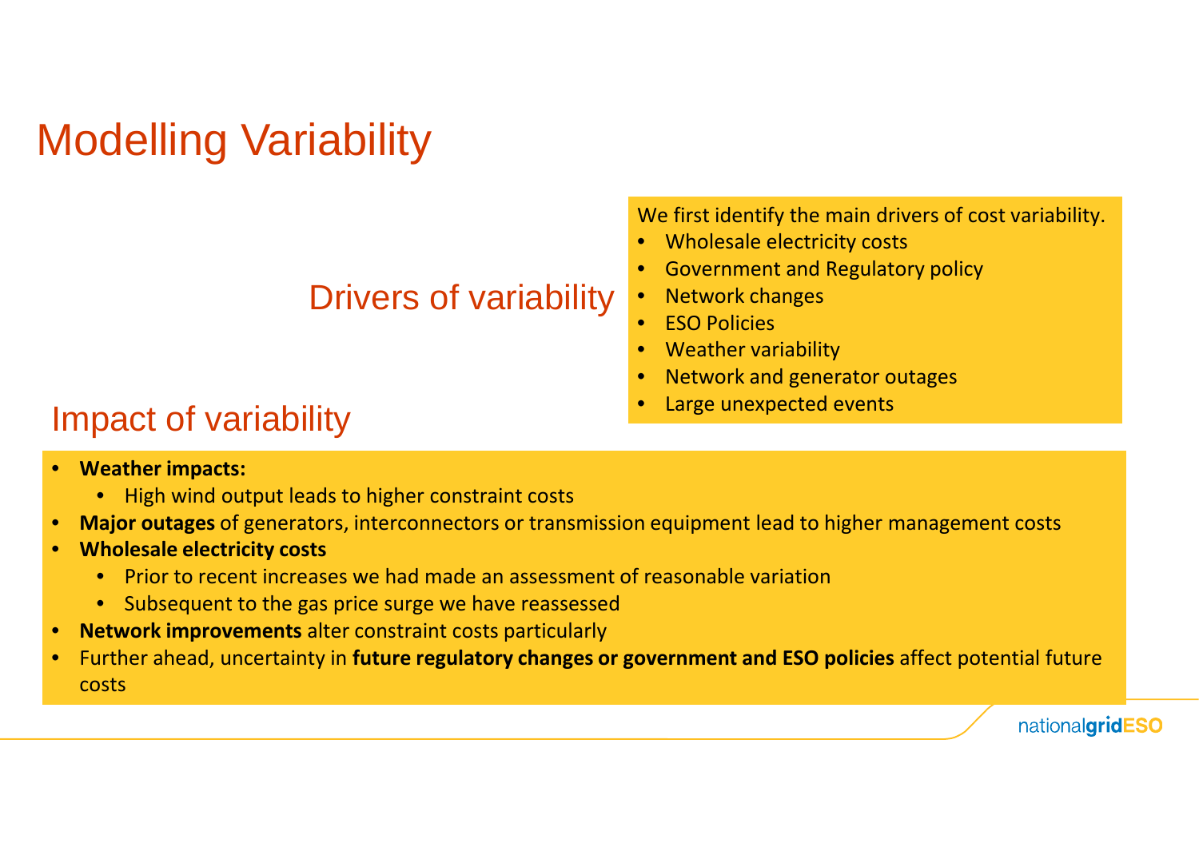# Modelling Variability

## Drivers of variability

We first identify the main drivers of cost variability.

- Wholesale electricity costs
- Government and Regulatory policy
- Network changes
- ESO Policies
- Weather variability
- Network and generator outages
- Large unexpected events

## Impact of variability

- **Weather impacts:**
  - High wind output leads to higher constraint costs
- **Major outages** of generators, interconnectors or transmission equipment lead to higher management costs
- **Wholesale electricity costs**
  - Prior to recent increases we had made an assessment of reasonable variation
  - Subsequent to the gas price surge we have reassessed
- **Network improvements** alter constraint costs particularly
- Further ahead, uncertainty in **future regulatory changes or government and ESO policies** affect potential future costs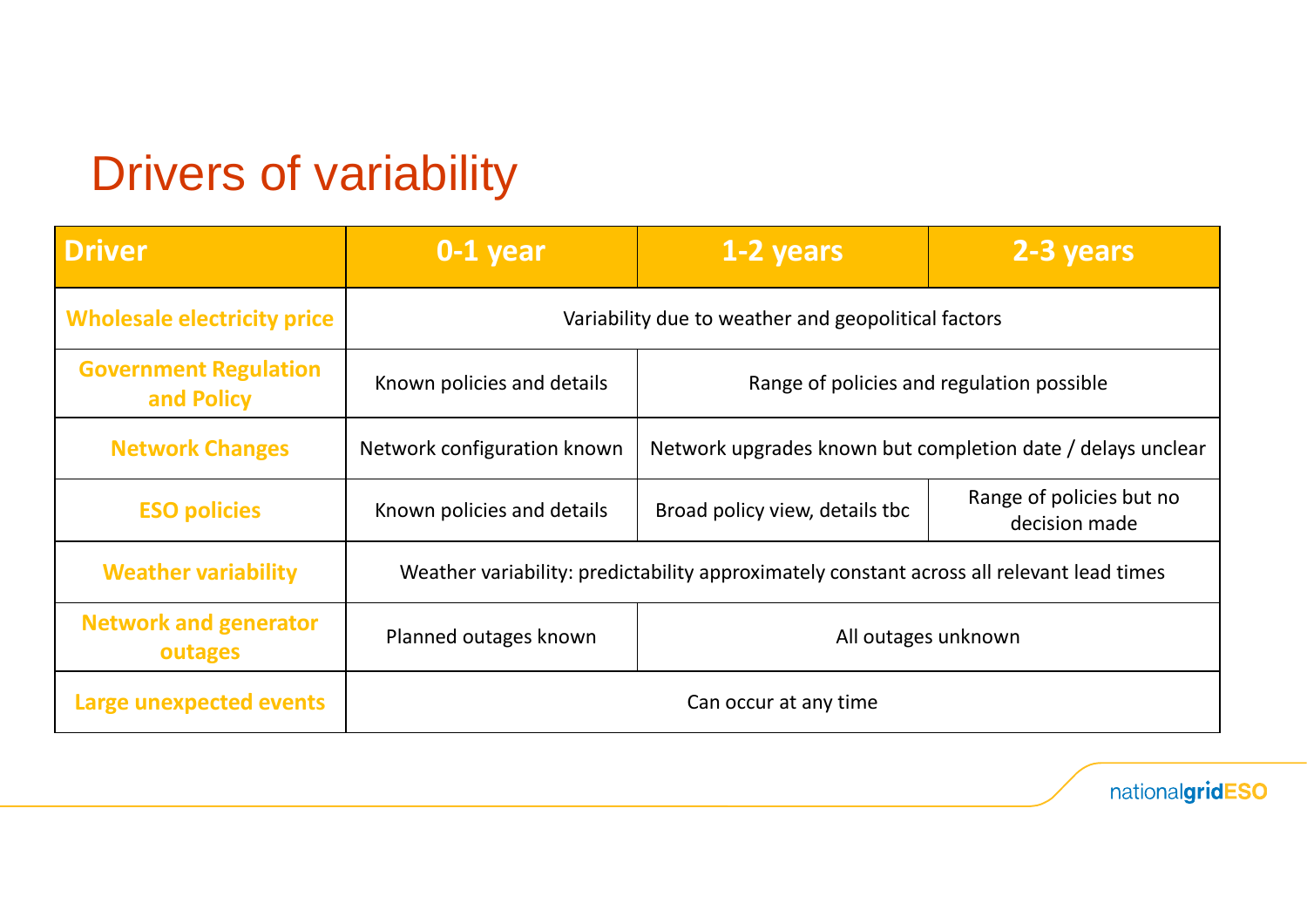# Drivers of variability

| Driver | 0-1 year | 1-2 years | 2-3 years |
| --- | --- | --- | --- |
| Wholesale electricity price | Variability due to weather and geopolitical factors | | |
| Government Regulation and Policy | Known policies and details | Range of policies and regulation possible | |
| Network Changes | Network configuration known | Network upgrades known but completion date / delays unclear | |
| ESO policies | Known policies and details | Broad policy view, details tbc | Range of policies but no decision made |
| Weather variability | Weather variability: predictability approximately constant across all relevant lead times | | |
| Network and generator outages | Planned outages known | All outages unknown | |
| Large unexpected events | Can occur at any time | | |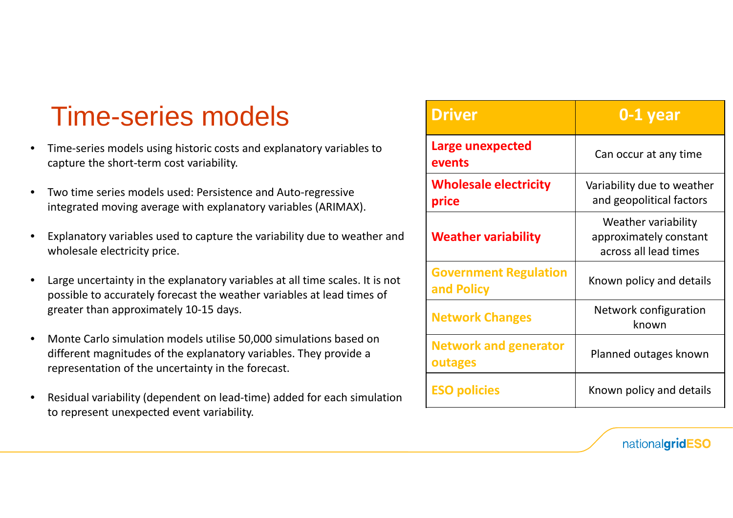# Time-series models

- Time-series models using historic costs and explanatory variables to capture the short-term cost variability.
- Two time series models used: Persistence and Auto-regressive integrated moving average with explanatory variables (ARIMAX).
- Explanatory variables used to capture the variability due to weather and wholesale electricity price.
- Large uncertainty in the explanatory variables at all time scales. It is not possible to accurately forecast the weather variables at lead times of greater than approximately 10-15 days.
- Monte Carlo simulation models utilise 50,000 simulations based on different magnitudes of the explanatory variables. They provide a representation of the uncertainty in the forecast.
- Residual variability (dependent on lead-time) added for each simulation to represent unexpected event variability.

| Driver | 0-1 year |
| --- | --- |
| **Large unexpected events** | Can occur at any time |
| **Wholesale electricity price** | Variability due to weather and geopolitical factors |
| **Weather variability** | Weather variability approximately constant across all lead times |
| **Government Regulation and Policy** | Known policy and details |
| **Network Changes** | Network configuration known |
| **Network and generator outages** | Planned outages known |
| **ESO policies** | Known policy and details |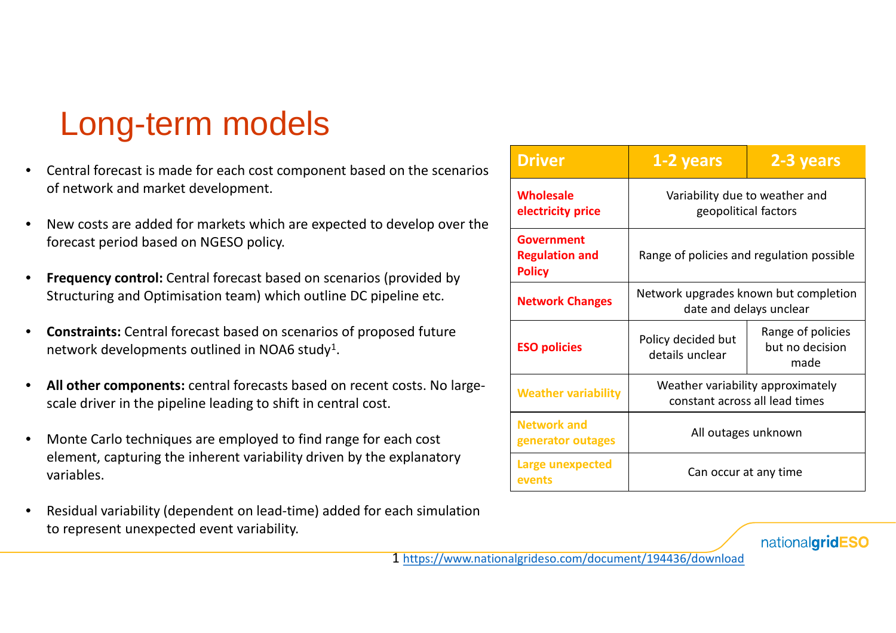# Long-term models

- Central forecast is made for each cost component based on the scenarios of network and market development.
- New costs are added for markets which are expected to develop over the forecast period based on NGESO policy.
- **Frequency control:** Central forecast based on scenarios (provided by Structuring and Optimisation team) which outline DC pipeline etc.
- **Constraints:** Central forecast based on scenarios of proposed future network developments outlined in NOA6 study[1].
- **All other components:** central forecasts based on recent costs. No large-scale driver in the pipeline leading to shift in central cost.
- Monte Carlo techniques are employed to find range for each cost element, capturing the inherent variability driven by the explanatory variables.
- Residual variability (dependent on lead-time) added for each simulation to represent unexpected event variability.

| Driver | 1-2 years | 2-3 years |
|---|---|---|
| Wholesale electricity price | Variability due to weather and geopolitical factors | |
| Government Regulation and Policy | Range of policies and regulation possible | |
| Network Changes | Network upgrades known but completion date and delays unclear | |
| ESO policies | Policy decided but details unclear | Range of policies but no decision made |
| Weather variability | Weather variability approximately constant across all lead times | |
| Network and generator outages | All outages unknown | |
| Large unexpected events | Can occur at any time | |

1 https://www.nationalgrideso.com/document/194436/download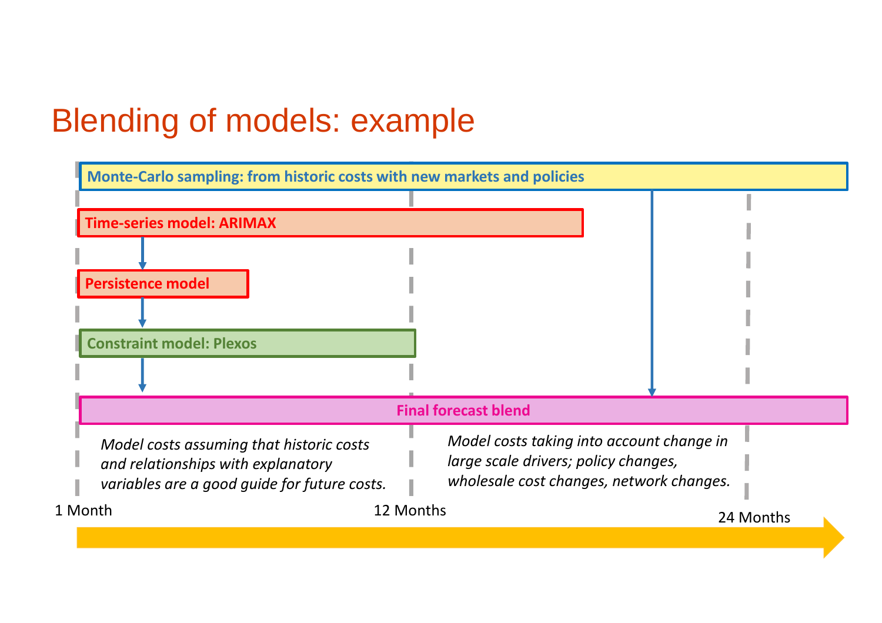# Blending of models: example

**Monte-Carlo sampling: from historic costs with new markets and policies**

**Time-series model: ARIMAX**

**Persistence model**

**Constraint model: Plexos**

**Final forecast blend**

*Model costs assuming that historic costs and relationships with explanatory variables are a good guide for future costs.*

*Model costs taking into account change in large scale drivers; policy changes, wholesale cost changes, network changes.*

1 Month

12 Months

24 Months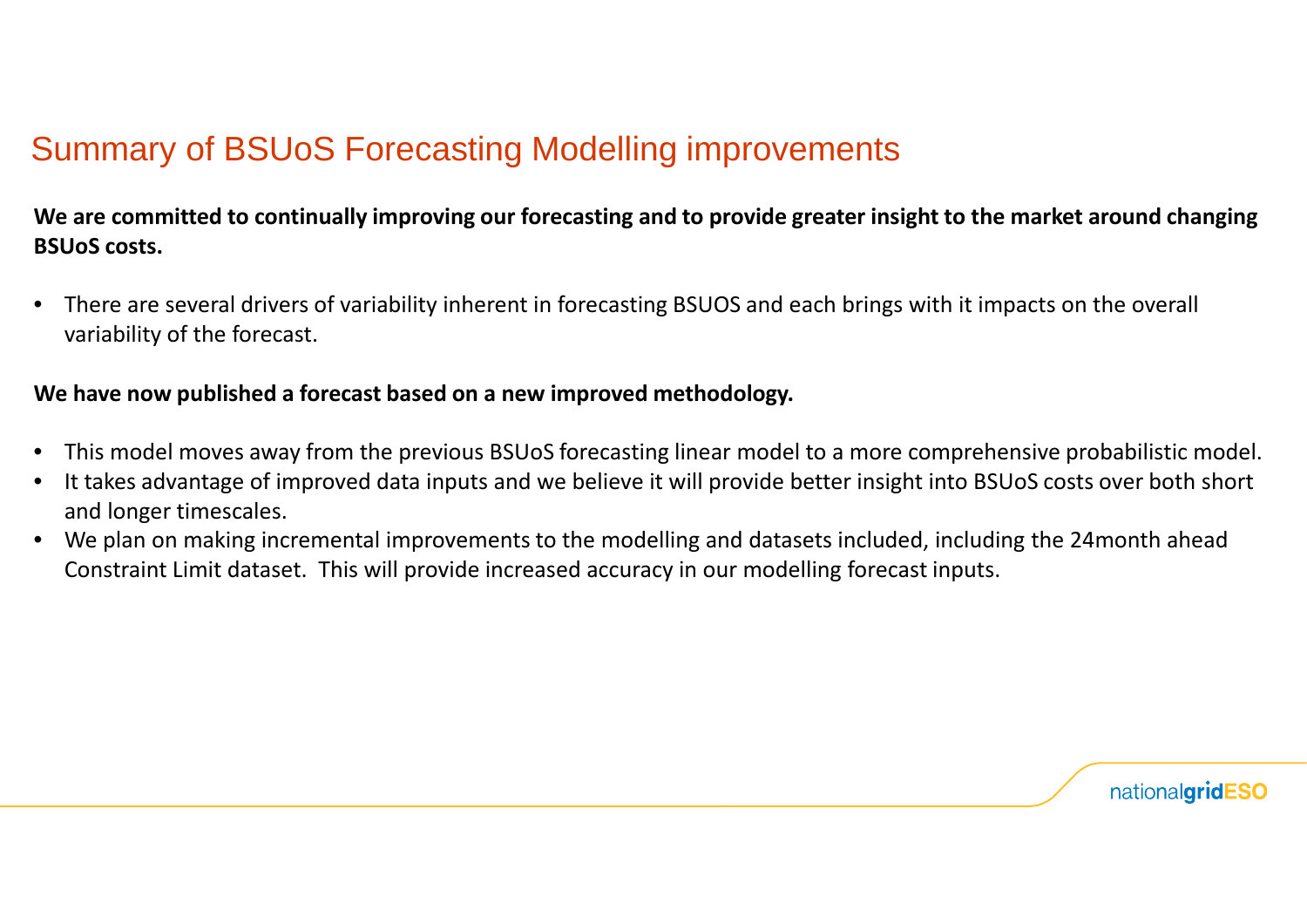# Summary of BSUoS Forecasting Modelling improvements

**We are committed to continually improving our forecasting and to provide greater insight to the market around changing BSUoS costs.**

- There are several drivers of variability inherent in forecasting BSUOS and each brings with it impacts on the overall variability of the forecast.

**We have now published a forecast based on a new improved methodology.**

- This model moves away from the previous BSUoS forecasting linear model to a more comprehensive probabilistic model.
- It takes advantage of improved data inputs and we believe it will provide better insight into BSUoS costs over both short and longer timescales.
- We plan on making incremental improvements to the modelling and datasets included, including the 24month ahead Constraint Limit dataset. This will provide increased accuracy in our modelling forecast inputs.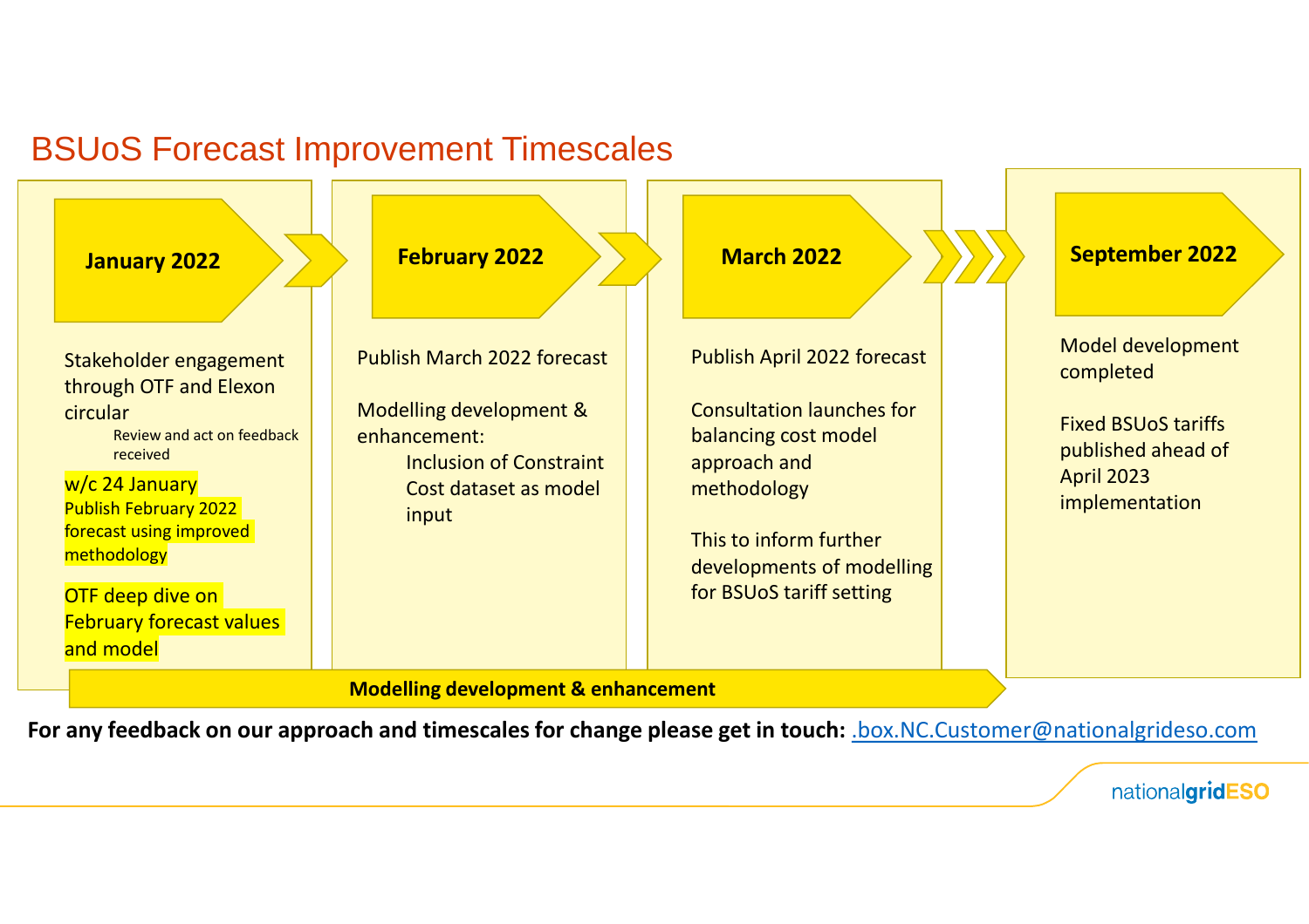# BSUoS Forecast Improvement Timescales

## January 2022

Stakeholder engagement through OTF and Elexon circular

- Review and act on feedback received

w/c 24 January
Publish February 2022 forecast using improved methodology

OTF deep dive on February forecast values and model

## February 2022

Publish March 2022 forecast

Modelling development & enhancement:

- Inclusion of Constraint Cost dataset as model input

## March 2022

Publish April 2022 forecast

Consultation launches for balancing cost model approach and methodology

This to inform further developments of modelling for BSUoS tariff setting

## September 2022

Model development completed

Fixed BSUoS tariffs published ahead of April 2023 implementation

**Modelling development & enhancement**

**For any feedback on our approach and timescales for change please get in touch:** .box.NC.Customer@nationalgrideso.com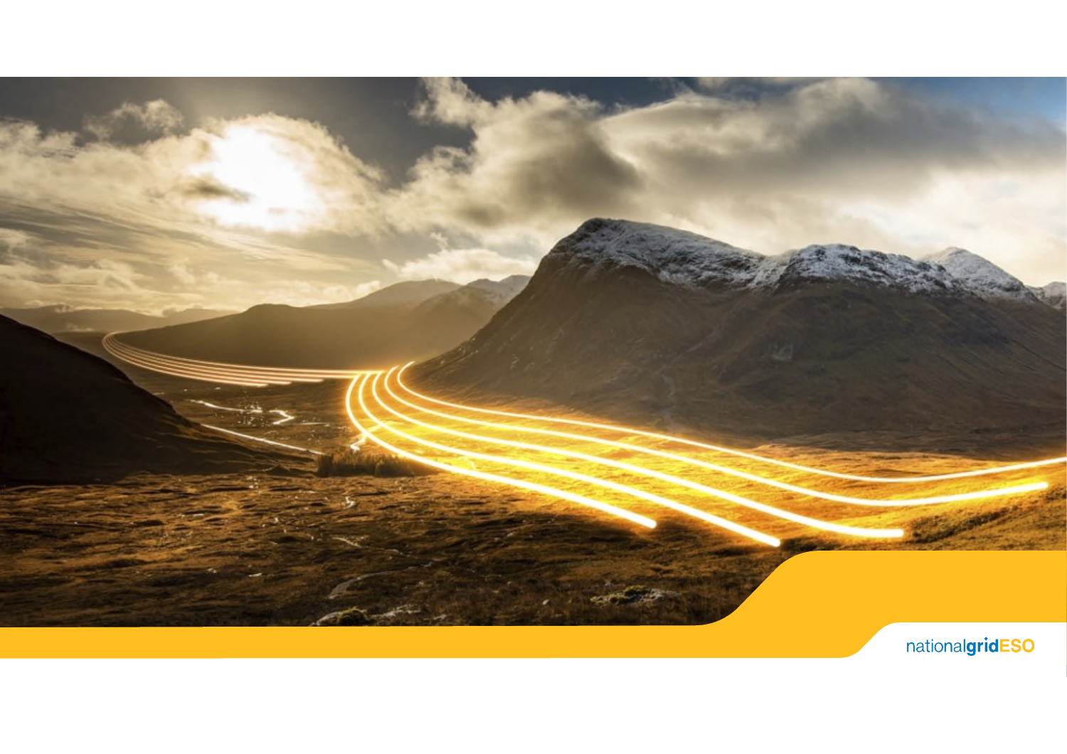nationalgridESO